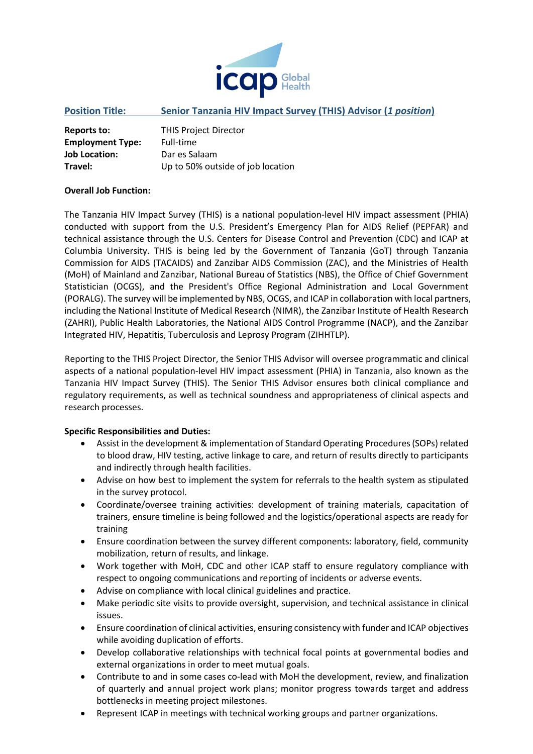**Position Title:** **Senior Tanzania HIV Impact Survey (THIS) Advisor (*1 position*)**

**Reports to:** THIS Project Director
**Employment Type:** Full-time
**Job Location:** Dar es Salaam
**Travel:** Up to 50% outside of job location

**Overall Job Function:**

The Tanzania HIV Impact Survey (THIS) is a national population-level HIV impact assessment (PHIA) conducted with support from the U.S. President's Emergency Plan for AIDS Relief (PEPFAR) and technical assistance through the U.S. Centers for Disease Control and Prevention (CDC) and ICAP at Columbia University. THIS is being led by the Government of Tanzania (GoT) through Tanzania Commission for AIDS (TACAIDS) and Zanzibar AIDS Commission (ZAC), and the Ministries of Health (MoH) of Mainland and Zanzibar, National Bureau of Statistics (NBS), the Office of Chief Government Statistician (OCGS), and the President's Office Regional Administration and Local Government (PORALG). The survey will be implemented by NBS, OCGS, and ICAP in collaboration with local partners, including the National Institute of Medical Research (NIMR), the Zanzibar Institute of Health Research (ZAHRI), Public Health Laboratories, the National AIDS Control Programme (NACP), and the Zanzibar Integrated HIV, Hepatitis, Tuberculosis and Leprosy Program (ZIHHTLP).

Reporting to the THIS Project Director, the Senior THIS Advisor will oversee programmatic and clinical aspects of a national population-level HIV impact assessment (PHIA) in Tanzania, also known as the Tanzania HIV Impact Survey (THIS). The Senior THIS Advisor ensures both clinical compliance and regulatory requirements, as well as technical soundness and appropriateness of clinical aspects and research processes.

**Specific Responsibilities and Duties:**

- Assist in the development & implementation of Standard Operating Procedures (SOPs) related to blood draw, HIV testing, active linkage to care, and return of results directly to participants and indirectly through health facilities.
- Advise on how best to implement the system for referrals to the health system as stipulated in the survey protocol.
- Coordinate/oversee training activities: development of training materials, capacitation of trainers, ensure timeline is being followed and the logistics/operational aspects are ready for training
- Ensure coordination between the survey different components: laboratory, field, community mobilization, return of results, and linkage.
- Work together with MoH, CDC and other ICAP staff to ensure regulatory compliance with respect to ongoing communications and reporting of incidents or adverse events.
- Advise on compliance with local clinical guidelines and practice.
- Make periodic site visits to provide oversight, supervision, and technical assistance in clinical issues.
- Ensure coordination of clinical activities, ensuring consistency with funder and ICAP objectives while avoiding duplication of efforts.
- Develop collaborative relationships with technical focal points at governmental bodies and external organizations in order to meet mutual goals.
- Contribute to and in some cases co-lead with MoH the development, review, and finalization of quarterly and annual project work plans; monitor progress towards target and address bottlenecks in meeting project milestones.
- Represent ICAP in meetings with technical working groups and partner organizations.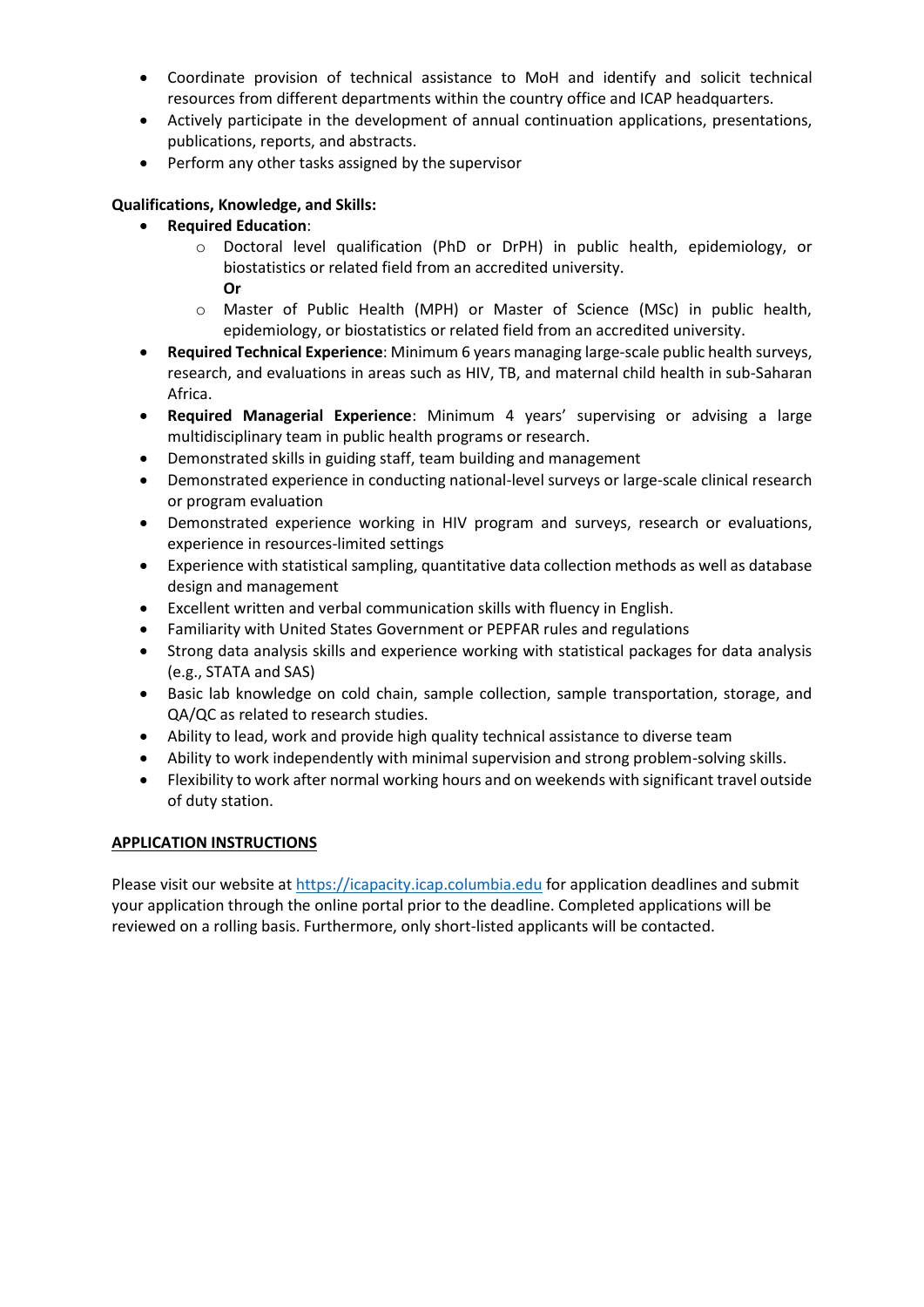- Coordinate provision of technical assistance to MoH and identify and solicit technical resources from different departments within the country office and ICAP headquarters.
- Actively participate in the development of annual continuation applications, presentations, publications, reports, and abstracts.
- Perform any other tasks assigned by the supervisor

**Qualifications, Knowledge, and Skills:**

- **Required Education**:
  - Doctoral level qualification (PhD or DrPH) in public health, epidemiology, or biostatistics or related field from an accredited university.
    **Or**
  - Master of Public Health (MPH) or Master of Science (MSc) in public health, epidemiology, or biostatistics or related field from an accredited university.
- **Required Technical Experience**: Minimum 6 years managing large-scale public health surveys, research, and evaluations in areas such as HIV, TB, and maternal child health in sub-Saharan Africa.
- **Required Managerial Experience**: Minimum 4 years' supervising or advising a large multidisciplinary team in public health programs or research.
- Demonstrated skills in guiding staff, team building and management
- Demonstrated experience in conducting national-level surveys or large-scale clinical research or program evaluation
- Demonstrated experience working in HIV program and surveys, research or evaluations, experience in resources-limited settings
- Experience with statistical sampling, quantitative data collection methods as well as database design and management
- Excellent written and verbal communication skills with fluency in English.
- Familiarity with United States Government or PEPFAR rules and regulations
- Strong data analysis skills and experience working with statistical packages for data analysis (e.g., STATA and SAS)
- Basic lab knowledge on cold chain, sample collection, sample transportation, storage, and QA/QC as related to research studies.
- Ability to lead, work and provide high quality technical assistance to diverse team
- Ability to work independently with minimal supervision and strong problem-solving skills.
- Flexibility to work after normal working hours and on weekends with significant travel outside of duty station.

**APPLICATION INSTRUCTIONS**

Please visit our website at [https://icapacity.icap.columbia.edu](https://icapacity.icap.columbia.edu) for application deadlines and submit your application through the online portal prior to the deadline. Completed applications will be reviewed on a rolling basis. Furthermore, only short-listed applicants will be contacted.